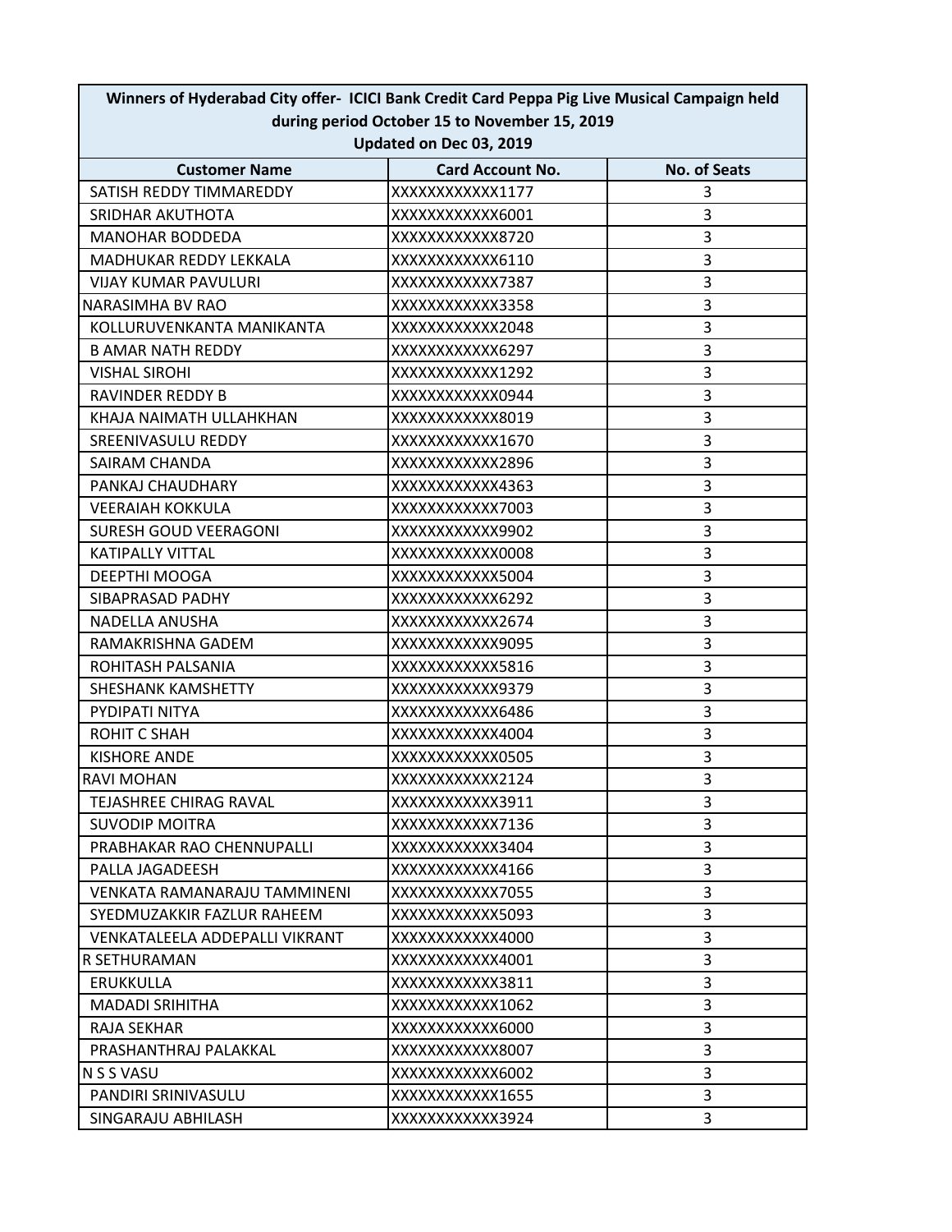| Winners of Hyderabad City offer- ICICI Bank Credit Card Peppa Pig Live Musical Campaign held during period October 15 to November 15, 2019<br>Updated on Dec 03, 2019 | | |
|---|---|---|
| **Customer Name** | **Card Account No.** | **No. of Seats** |
| SATISH REDDY TIMMAREDDY | XXXXXXXXXXXX1177 | 3 |
| SRIDHAR AKUTHOTA | XXXXXXXXXXXX6001 | 3 |
| MANOHAR BODDEDA | XXXXXXXXXXXX8720 | 3 |
| MADHUKAR REDDY LEKKALA | XXXXXXXXXXXX6110 | 3 |
| VIJAY KUMAR PAVULURI | XXXXXXXXXXXX7387 | 3 |
| NARASIMHA BV RAO | XXXXXXXXXXXX3358 | 3 |
| KOLLURUVENKANTA MANIKANTA | XXXXXXXXXXXX2048 | 3 |
| B AMAR NATH REDDY | XXXXXXXXXXXX6297 | 3 |
| VISHAL SIROHI | XXXXXXXXXXXX1292 | 3 |
| RAVINDER REDDY B | XXXXXXXXXXXX0944 | 3 |
| KHAJA NAIMATH ULLAHKHAN | XXXXXXXXXXXX8019 | 3 |
| SREENIVASULU REDDY | XXXXXXXXXXXX1670 | 3 |
| SAIRAM CHANDA | XXXXXXXXXXXX2896 | 3 |
| PANKAJ CHAUDHARY | XXXXXXXXXXXX4363 | 3 |
| VEERAIAH KOKKULA | XXXXXXXXXXXX7003 | 3 |
| SURESH GOUD VEERAGONI | XXXXXXXXXXXX9902 | 3 |
| KATIPALLY VITTAL | XXXXXXXXXXXX0008 | 3 |
| DEEPTHI MOOGA | XXXXXXXXXXXX5004 | 3 |
| SIBAPRASAD PADHY | XXXXXXXXXXXX6292 | 3 |
| NADELLA ANUSHA | XXXXXXXXXXXX2674 | 3 |
| RAMAKRISHNA GADEM | XXXXXXXXXXXX9095 | 3 |
| ROHITASH PALSANIA | XXXXXXXXXXXX5816 | 3 |
| SHESHANK KAMSHETTY | XXXXXXXXXXXX9379 | 3 |
| PYDIPATI NITYA | XXXXXXXXXXXX6486 | 3 |
| ROHIT C SHAH | XXXXXXXXXXXX4004 | 3 |
| KISHORE ANDE | XXXXXXXXXXXX0505 | 3 |
| RAVI MOHAN | XXXXXXXXXXXX2124 | 3 |
| TEJASHREE CHIRAG RAVAL | XXXXXXXXXXXX3911 | 3 |
| SUVODIP MOITRA | XXXXXXXXXXXX7136 | 3 |
| PRABHAKAR RAO CHENNUPALLI | XXXXXXXXXXXX3404 | 3 |
| PALLA JAGADEESH | XXXXXXXXXXXX4166 | 3 |
| VENKATA RAMANARAJU TAMMINENI | XXXXXXXXXXXX7055 | 3 |
| SYEDMUZAKKIR FAZLUR RAHEEM | XXXXXXXXXXXX5093 | 3 |
| VENKATALEELA ADDEPALLI VIKRANT | XXXXXXXXXXXX4000 | 3 |
| R SETHURAMAN | XXXXXXXXXXXX4001 | 3 |
| ERUKKULLA | XXXXXXXXXXXX3811 | 3 |
| MADADI SRIHITHA | XXXXXXXXXXXX1062 | 3 |
| RAJA SEKHAR | XXXXXXXXXXXX6000 | 3 |
| PRASHANTHRAJ PALAKKAL | XXXXXXXXXXXX8007 | 3 |
| N S S VASU | XXXXXXXXXXXX6002 | 3 |
| PANDIRI SRINIVASULU | XXXXXXXXXXXX1655 | 3 |
| SINGARAJU ABHILASH | XXXXXXXXXXXX3924 | 3 |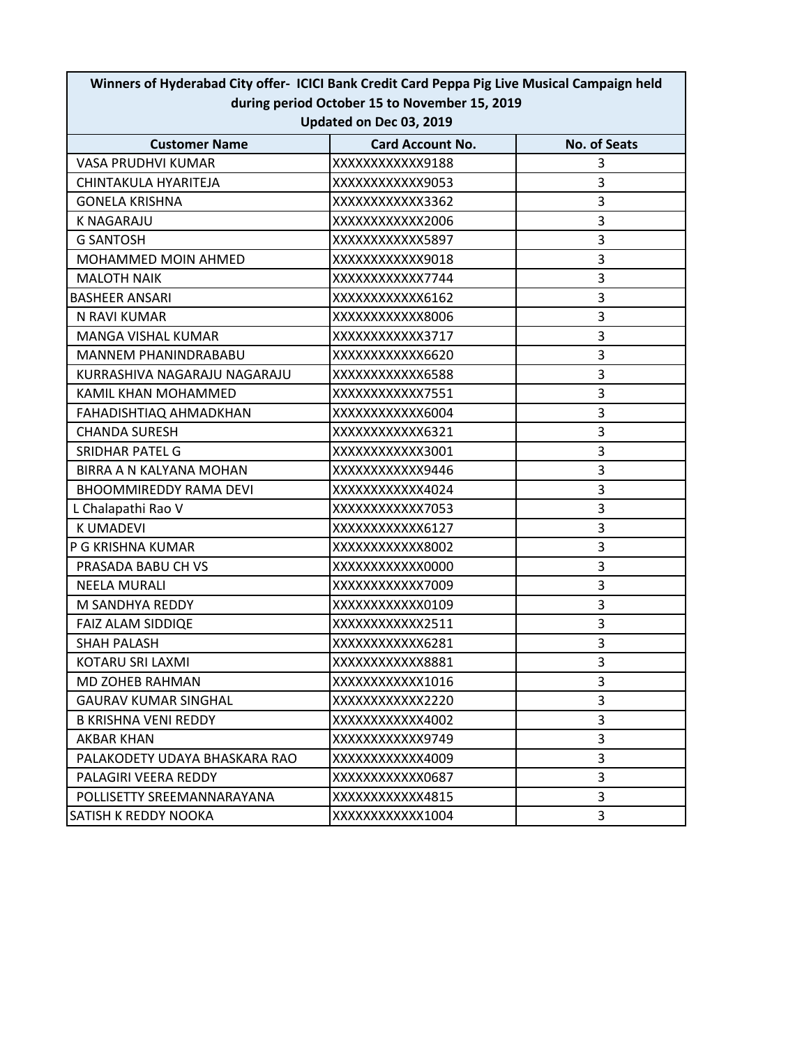| Winners of Hyderabad City offer- ICICI Bank Credit Card Peppa Pig Live Musical Campaign held during period October 15 to November 15, 2019 Updated on Dec 03, 2019 | | |
|---|---|---|
| **Customer Name** | **Card Account No.** | **No. of Seats** |
| VASA PRUDHVI KUMAR | XXXXXXXXXXXX9188 | 3 |
| CHINTAKULA HYARITEJA | XXXXXXXXXXXX9053 | 3 |
| GONELA KRISHNA | XXXXXXXXXXXX3362 | 3 |
| K NAGARAJU | XXXXXXXXXXXX2006 | 3 |
| G SANTOSH | XXXXXXXXXXXX5897 | 3 |
| MOHAMMED MOIN AHMED | XXXXXXXXXXXX9018 | 3 |
| MALOTH NAIK | XXXXXXXXXXXX7744 | 3 |
| BASHEER ANSARI | XXXXXXXXXXXX6162 | 3 |
| N RAVI KUMAR | XXXXXXXXXXXX8006 | 3 |
| MANGA VISHAL KUMAR | XXXXXXXXXXXX3717 | 3 |
| MANNEM PHANINDRABABU | XXXXXXXXXXXX6620 | 3 |
| KURRASHIVA NAGARAJU NAGARAJU | XXXXXXXXXXXX6588 | 3 |
| KAMIL KHAN MOHAMMED | XXXXXXXXXXXX7551 | 3 |
| FAHADISHTIAQ AHMADKHAN | XXXXXXXXXXXX6004 | 3 |
| CHANDA SURESH | XXXXXXXXXXXX6321 | 3 |
| SRIDHAR PATEL G | XXXXXXXXXXXX3001 | 3 |
| BIRRA A N KALYANA MOHAN | XXXXXXXXXXXX9446 | 3 |
| BHOOMMIREDDY RAMA DEVI | XXXXXXXXXXXX4024 | 3 |
| L Chalapathi Rao V | XXXXXXXXXXXX7053 | 3 |
| K UMADEVI | XXXXXXXXXXXX6127 | 3 |
| P G KRISHNA KUMAR | XXXXXXXXXXXX8002 | 3 |
| PRASADA BABU CH VS | XXXXXXXXXXXX0000 | 3 |
| NEELA MURALI | XXXXXXXXXXXX7009 | 3 |
| M SANDHYA REDDY | XXXXXXXXXXXX0109 | 3 |
| FAIZ ALAM SIDDIQE | XXXXXXXXXXXX2511 | 3 |
| SHAH PALASH | XXXXXXXXXXXX6281 | 3 |
| KOTARU SRI LAXMI | XXXXXXXXXXXX8881 | 3 |
| MD ZOHEB RAHMAN | XXXXXXXXXXXX1016 | 3 |
| GAURAV KUMAR SINGHAL | XXXXXXXXXXXX2220 | 3 |
| B KRISHNA VENI REDDY | XXXXXXXXXXXX4002 | 3 |
| AKBAR KHAN | XXXXXXXXXXXX9749 | 3 |
| PALAKODETY UDAYA BHASKARA RAO | XXXXXXXXXXXX4009 | 3 |
| PALAGIRI VEERA REDDY | XXXXXXXXXXXX0687 | 3 |
| POLLISETTY SREEMANNARAYANA | XXXXXXXXXXXX4815 | 3 |
| SATISH K REDDY NOOKA | XXXXXXXXXXXX1004 | 3 |